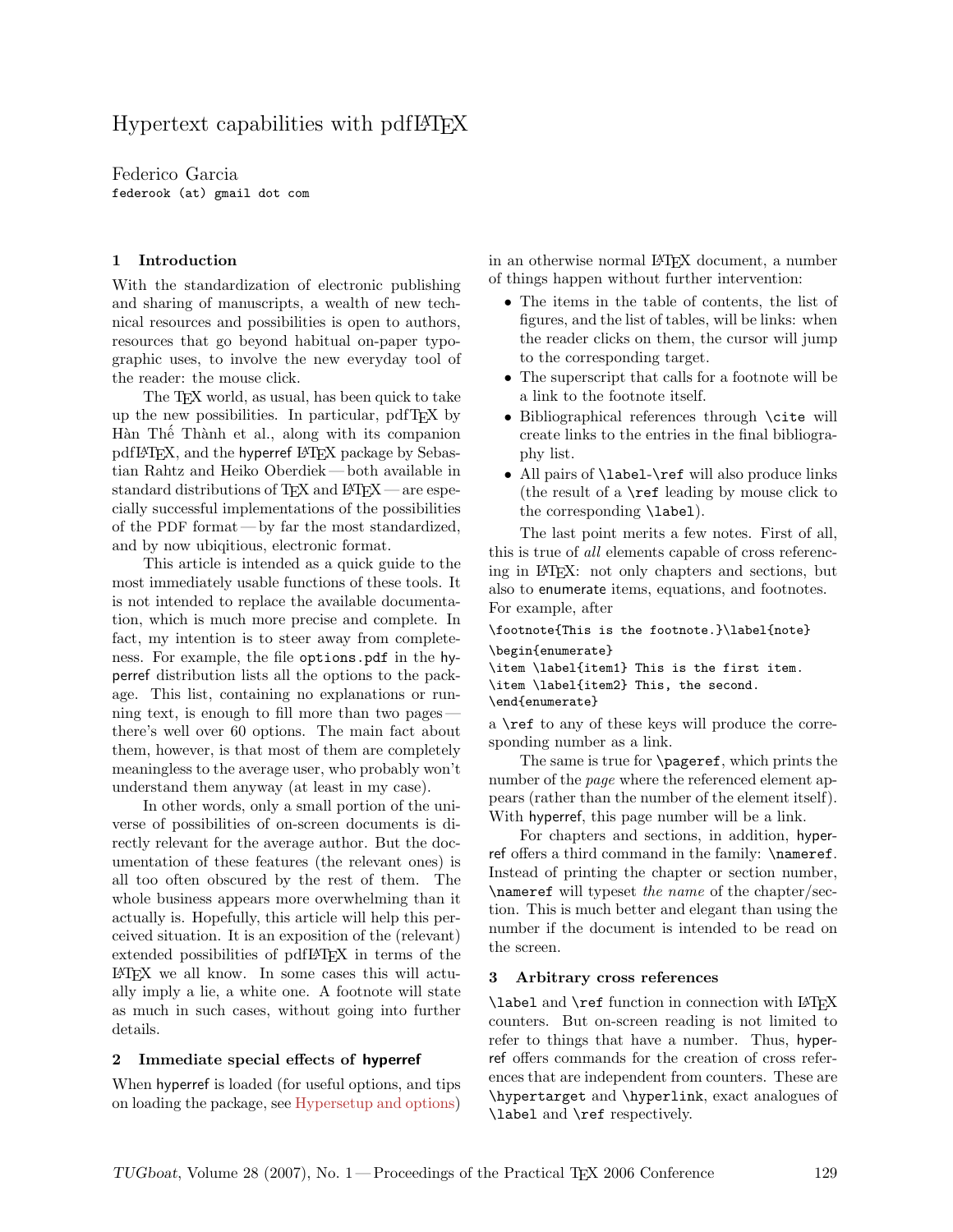# Hypertext capabilities with pdfLaTeX

Federico Garcia
federook (at) gmail dot com

## 1 Introduction

With the standardization of electronic publishing and sharing of manuscripts, a wealth of new technical resources and possibilities is open to authors, resources that go beyond habitual on-paper typographic uses, to involve the new everyday tool of the reader: the mouse click.

The TeX world, as usual, has been quick to take up the new possibilities. In particular, pdfTeX by Hàn Thế Thành et al., along with its companion pdfLaTeX, and the hyperref LaTeX package by Sebastian Rahtz and Heiko Oberdiek — both available in standard distributions of TeX and LaTeX — are especially successful implementations of the possibilities of the PDF format — by far the most standardized, and by now ubiqitious, electronic format.

This article is intended as a quick guide to the most immediately usable functions of these tools. It is not intended to replace the available documentation, which is much more precise and complete. In fact, my intention is to steer away from completeness. For example, the file options.pdf in the hyperref distribution lists all the options to the package. This list, containing no explanations or running text, is enough to fill more than two pages — there's well over 60 options. The main fact about them, however, is that most of them are completely meaningless to the average user, who probably won't understand them anyway (at least in my case).

In other words, only a small portion of the universe of possibilities of on-screen documents is directly relevant for the average author. But the documentation of these features (the relevant ones) is all too often obscured by the rest of them. The whole business appears more overwhelming than it actually is. Hopefully, this article will help this perceived situation. It is an exposition of the (relevant) extended possibilities of pdfLaTeX in terms of the LaTeX we all know. In some cases this will actually imply a lie, a white one. A footnote will state as much in such cases, without going into further details.

## 2 Immediate special effects of hyperref

When hyperref is loaded (for useful options, and tips on loading the package, see Hypersetup and options) in an otherwise normal LaTeX document, a number of things happen without further intervention:

- The items in the table of contents, the list of figures, and the list of tables, will be links: when the reader clicks on them, the cursor will jump to the corresponding target.
- The superscript that calls for a footnote will be a link to the footnote itself.
- Bibliographical references through `\cite` will create links to the entries in the final bibliography list.
- All pairs of `\label`-`\ref` will also produce links (the result of a `\ref` leading by mouse click to the corresponding `\label`).

The last point merits a few notes. First of all, this is true of *all* elements capable of cross referencing in LaTeX: not only chapters and sections, but also to enumerate items, equations, and footnotes. For example, after

```
\footnote{This is the footnote.}\label{note}
\begin{enumerate}
\item \label{item1} This is the first item.
\item \label{item2} This, the second.
\end{enumerate}
```

a `\ref` to any of these keys will produce the corresponding number as a link.

The same is true for `\pageref`, which prints the number of the *page* where the referenced element appears (rather than the number of the element itself). With hyperref, this page number will be a link.

For chapters and sections, in addition, hyperref offers a third command in the family: `\nameref`. Instead of printing the chapter or section number, `\nameref` will typeset *the name* of the chapter/section. This is much better and elegant than using the number if the document is intended to be read on the screen.

## 3 Arbitrary cross references

`\label` and `\ref` function in connection with LaTeX counters. But on-screen reading is not limited to refer to things that have a number. Thus, hyperref offers commands for the creation of cross references that are independent from counters. These are `\hypertarget` and `\hyperlink`, exact analogues of `\label` and `\ref` respectively.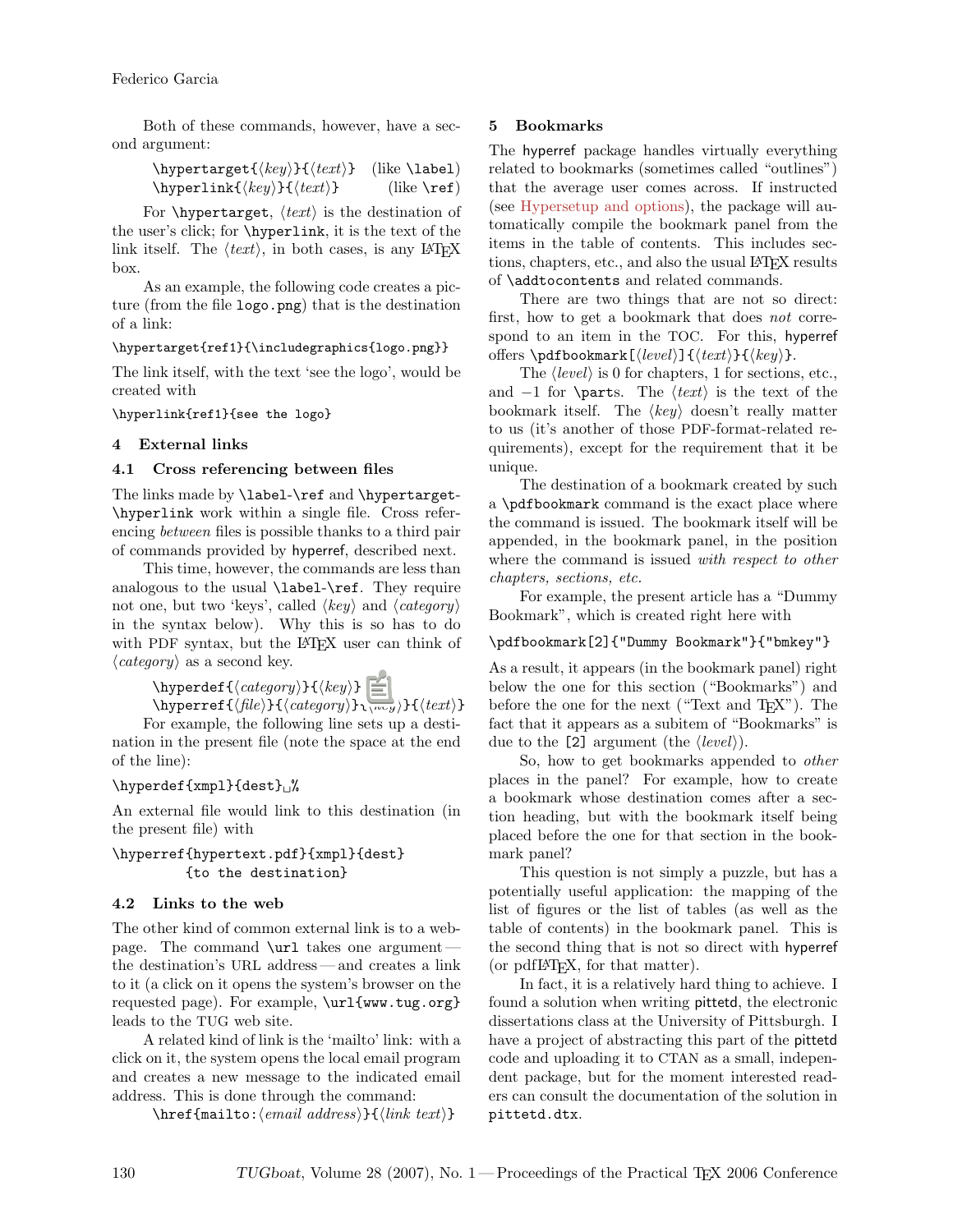Both of these commands, however, have a second argument:

```
\hypertarget{⟨key⟩}{⟨text⟩}   (like \label)
\hyperlink{⟨key⟩}{⟨text⟩}     (like \ref)
```

For `\hypertarget`, ⟨*text*⟩ is the destination of the user's click; for `\hyperlink`, it is the text of the link itself. The ⟨*text*⟩, in both cases, is any LaTeX box.

As an example, the following code creates a picture (from the file `logo.png`) that is the destination of a link:

```
\hypertarget{ref1}{\includegraphics{logo.png}}
```

The link itself, with the text 'see the logo', would be created with

```
\hyperlink{ref1}{see the logo}
```

## 4 External links

### 4.1 Cross referencing between files

The links made by `\label`-`\ref` and `\hypertarget`-`\hyperlink` work within a single file. Cross referencing *between* files is possible thanks to a third pair of commands provided by hyperref, described next.

This time, however, the commands are less than analogous to the usual `\label`-`\ref`. They require not one, but two 'keys', called ⟨*key*⟩ and ⟨*category*⟩ in the syntax below). Why this is so has to do with PDF syntax, but the LaTeX user can think of ⟨*category*⟩ as a second key.

```
\hyperdef{⟨category⟩}{⟨key⟩}
\hyperref{⟨file⟩}{⟨category⟩}{⟨key⟩}{⟨text⟩}
```

For example, the following line sets up a destination in the present file (note the space at the end of the line):

```
\hyperdef{xmpl}{dest}␣%
```

An external file would link to this destination (in the present file) with

```
\hyperref{hypertext.pdf}{xmpl}{dest}
        {to the destination}
```

### 4.2 Links to the web

The other kind of common external link is to a webpage. The command `\url` takes one argument — the destination's URL address — and creates a link to it (a click on it opens the system's browser on the requested page). For example, `\url{www.tug.org}` leads to the TUG web site.

A related kind of link is the 'mailto' link: with a click on it, the system opens the local email program and creates a new message to the indicated email address. This is done through the command:

```
\href{mailto:⟨email address⟩}{⟨link text⟩}
```

## 5 Bookmarks

The hyperref package handles virtually everything related to bookmarks (sometimes called "outlines") that the average user comes across. If instructed (see Hypersetup and options), the package will automatically compile the bookmark panel from the items in the table of contents. This includes sections, chapters, etc., and also the usual LaTeX results of `\addtocontents` and related commands.

There are two things that are not so direct: first, how to get a bookmark that does *not* correspond to an item in the TOC. For this, hyperref offers `\pdfbookmark[⟨level⟩]{⟨text⟩}{⟨key⟩}`.

The ⟨*level*⟩ is 0 for chapters, 1 for sections, etc., and $-1$ for `\part`s. The ⟨*text*⟩ is the text of the bookmark itself. The ⟨*key*⟩ doesn't really matter to us (it's another of those PDF-format-related requirements), except for the requirement that it be unique.

The destination of a bookmark created by such a `\pdfbookmark` command is the exact place where the command is issued. The bookmark itself will be appended, in the bookmark panel, in the position where the command is issued *with respect to other chapters, sections, etc.*

For example, the present article has a "Dummy Bookmark", which is created right here with

```
\pdfbookmark[2]{"Dummy Bookmark"}{"bmkey"}
```

As a result, it appears (in the bookmark panel) right below the one for this section ("Bookmarks") and before the one for the next ("Text and TeX"). The fact that it appears as a subitem of "Bookmarks" is due to the `[2]` argument (the ⟨*level*⟩).

So, how to get bookmarks appended to *other* places in the panel? For example, how to create a bookmark whose destination comes after a section heading, but with the bookmark itself being placed before the one for that section in the bookmark panel?

This question is not simply a puzzle, but has a potentially useful application: the mapping of the list of figures or the list of tables (as well as the table of contents) in the bookmark panel. This is the second thing that is not so direct with hyperref (or pdfLaTeX, for that matter).

In fact, it is a relatively hard thing to achieve. I found a solution when writing pittetd, the electronic dissertations class at the University of Pittsburgh. I have a project of abstracting this part of the pittetd code and uploading it to CTAN as a small, independent package, but for the moment interested readers can consult the documentation of the solution in `pittetd.dtx`.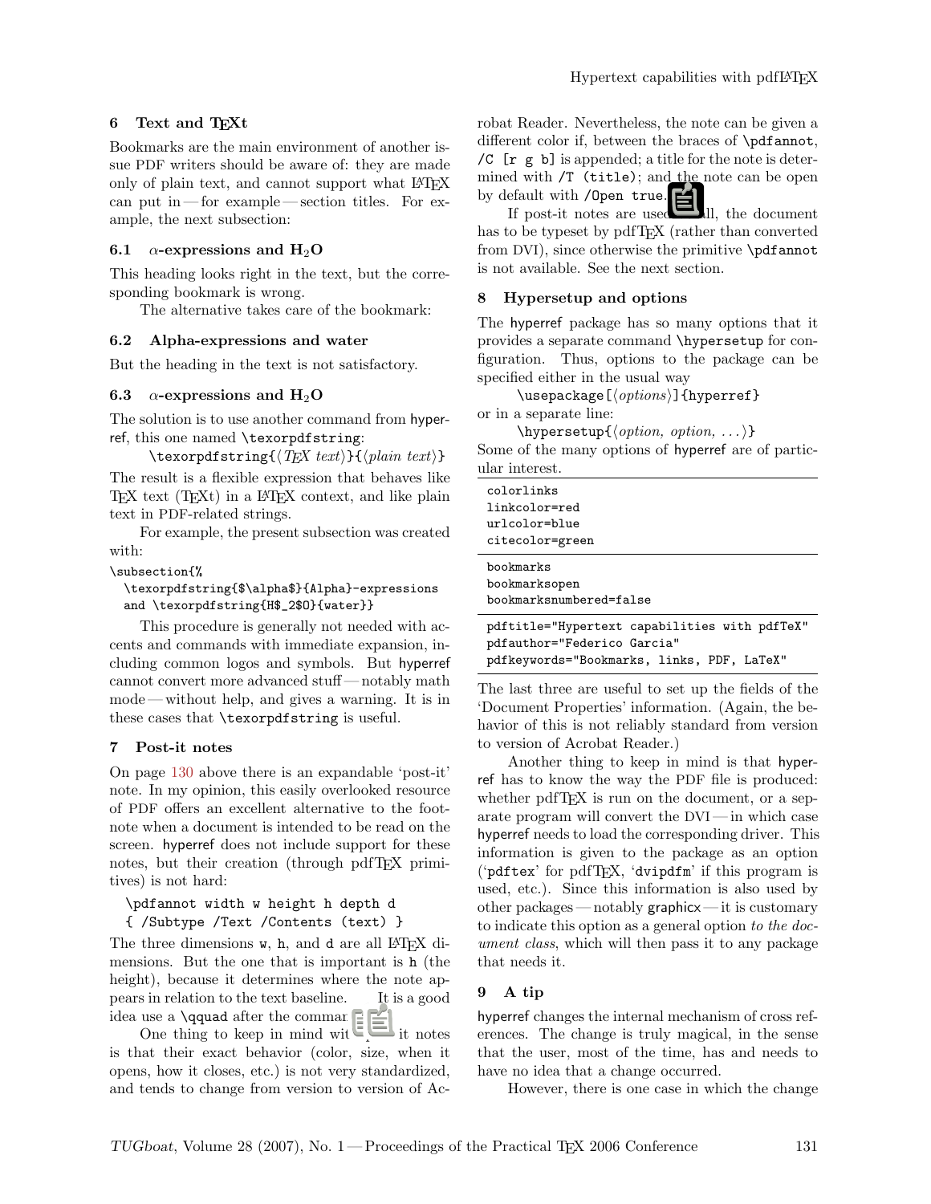## 6 Text and TEXt

Bookmarks are the main environment of another issue PDF writers should be aware of: they are made only of plain text, and cannot support what LaTeX can put in — for example — section titles. For example, the next subsection:

### 6.1 $\alpha$-expressions and $H_2O$

This heading looks right in the text, but the corresponding bookmark is wrong.

The alternative takes care of the bookmark:

### 6.2 Alpha-expressions and water

But the heading in the text is not satisfactory.

### 6.3 $\alpha$-expressions and $H_2O$

The solution is to use another command from hyperref, this one named `\texorpdfstring`:

`\texorpdfstring{⟨TEX text⟩}{⟨plain text⟩}`

The result is a flexible expression that behaves like TeX text (TEXt) in a LaTeX context, and like plain text in PDF-related strings.

For example, the present subsection was created with:

```
\subsection{%
  \texorpdfstring{$\alpha$}{Alpha}-expressions
  and \texorpdfstring{H$_2$O}{water}}
```

This procedure is generally not needed with accents and commands with immediate expansion, including common logos and symbols. But hyperref cannot convert more advanced stuff — notably math mode — without help, and gives a warning. It is in these cases that `\texorpdfstring` is useful.

## 7 Post-it notes

On page 130 above there is an expandable 'post-it' note. In my opinion, this easily overlooked resource of PDF offers an excellent alternative to the footnote when a document is intended to be read on the screen. hyperref does not include support for these notes, but their creation (through pdfTeX primitives) is not hard:

```
\pdfannot width w height h depth d
{ /Subtype /Text /Contents (text) }
```

The three dimensions `w`, `h`, and `d` are all LaTeX dimensions. But the one that is important is `h` (the height), because it determines where the note appears in relation to the text baseline. It is a good idea use a `\qquad` after the command.

One thing to keep in mind with post-it notes is that their exact behavior (color, size, when it opens, how it closes, etc.) is not very standardized, and tends to change from version to version of Acrobat Reader. Nevertheless, the note can be given a different color if, between the braces of `\pdfannot`, `/C [r g b]` is appended; a title for the note is determined with `/T (title)`; and the note can be open by default with `/Open true`.

If post-it notes are used at all, the document has to be typeset by pdfTeX (rather than converted from DVI), since otherwise the primitive `\pdfannot` is not available. See the next section.

## 8 Hypersetup and options

The hyperref package has so many options that it provides a separate command `\hypersetup` for configuration. Thus, options to the package can be specified either in the usual way

`\usepackage[⟨options⟩]{hyperref}`

or in a separate line:

`\hypersetup{⟨option, option, ...⟩}`

Some of the many options of hyperref are of particular interest.

```
colorlinks
linkcolor=red
urlcolor=blue
citecolor=green
```

```
bookmarks
bookmarksopen
bookmarksnumbered=false
```

```
pdftitle="Hypertext capabilities with pdfTeX"
pdfauthor="Federico Garcia"
pdfkeywords="Bookmarks, links, PDF, LaTeX"
```

The last three are useful to set up the fields of the 'Document Properties' information. (Again, the behavior of this is not reliably standard from version to version of Acrobat Reader.)

Another thing to keep in mind is that hyperref has to know the way the PDF file is produced: whether pdfTeX is run on the document, or a separate program will convert the DVI — in which case hyperref needs to load the corresponding driver. This information is given to the package as an option ('`pdftex`' for pdfTeX, '`dvipdfm`' if this program is used, etc.). Since this information is also used by other packages — notably graphicx — it is customary to indicate this option as a general option *to the document class*, which will then pass it to any package that needs it.

## 9 A tip

hyperref changes the internal mechanism of cross references. The change is truly magical, in the sense that the user, most of the time, has and needs to have no idea that a change occurred.

However, there is one case in which the change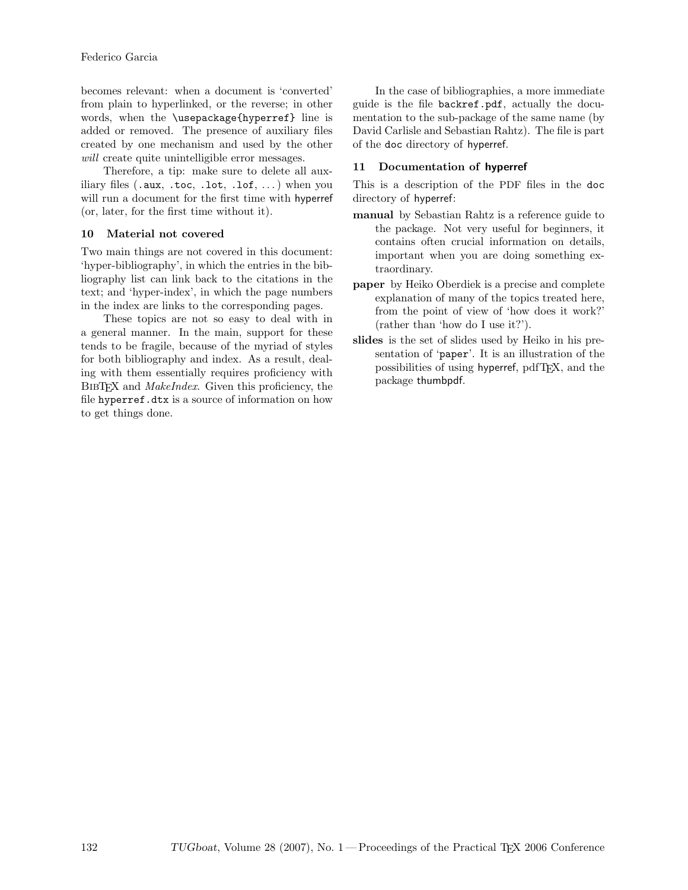becomes relevant: when a document is 'converted' from plain to hyperlinked, or the reverse; in other words, when the `\usepackage{hyperref}` line is added or removed. The presence of auxiliary files created by one mechanism and used by the other *will* create quite unintelligible error messages.

Therefore, a tip: make sure to delete all auxiliary files (`.aux`, `.toc`, `.lot`, `.lof`, ...) when you will run a document for the first time with hyperref (or, later, for the first time without it).

## 10 Material not covered

Two main things are not covered in this document: 'hyper-bibliography', in which the entries in the bibliography list can link back to the citations in the text; and 'hyper-index', in which the page numbers in the index are links to the corresponding pages.

These topics are not so easy to deal with in a general manner. In the main, support for these tends to be fragile, because of the myriad of styles for both bibliography and index. As a result, dealing with them essentially requires proficiency with BibTeX and *MakeIndex*. Given this proficiency, the file `hyperref.dtx` is a source of information on how to get things done.

In the case of bibliographies, a more immediate guide is the file `backref.pdf`, actually the documentation to the sub-package of the same name (by David Carlisle and Sebastian Rahtz). The file is part of the `doc` directory of hyperref.

## 11 Documentation of hyperref

This is a description of the PDF files in the `doc` directory of hyperref:

**manual** by Sebastian Rahtz is a reference guide to the package. Not very useful for beginners, it contains often crucial information on details, important when you are doing something extraordinary.

**paper** by Heiko Oberdiek is a precise and complete explanation of many of the topics treated here, from the point of view of 'how does it work?' (rather than 'how do I use it?').

**slides** is the set of slides used by Heiko in his presentation of '`paper`'. It is an illustration of the possibilities of using hyperref, pdfTeX, and the package thumbpdf.